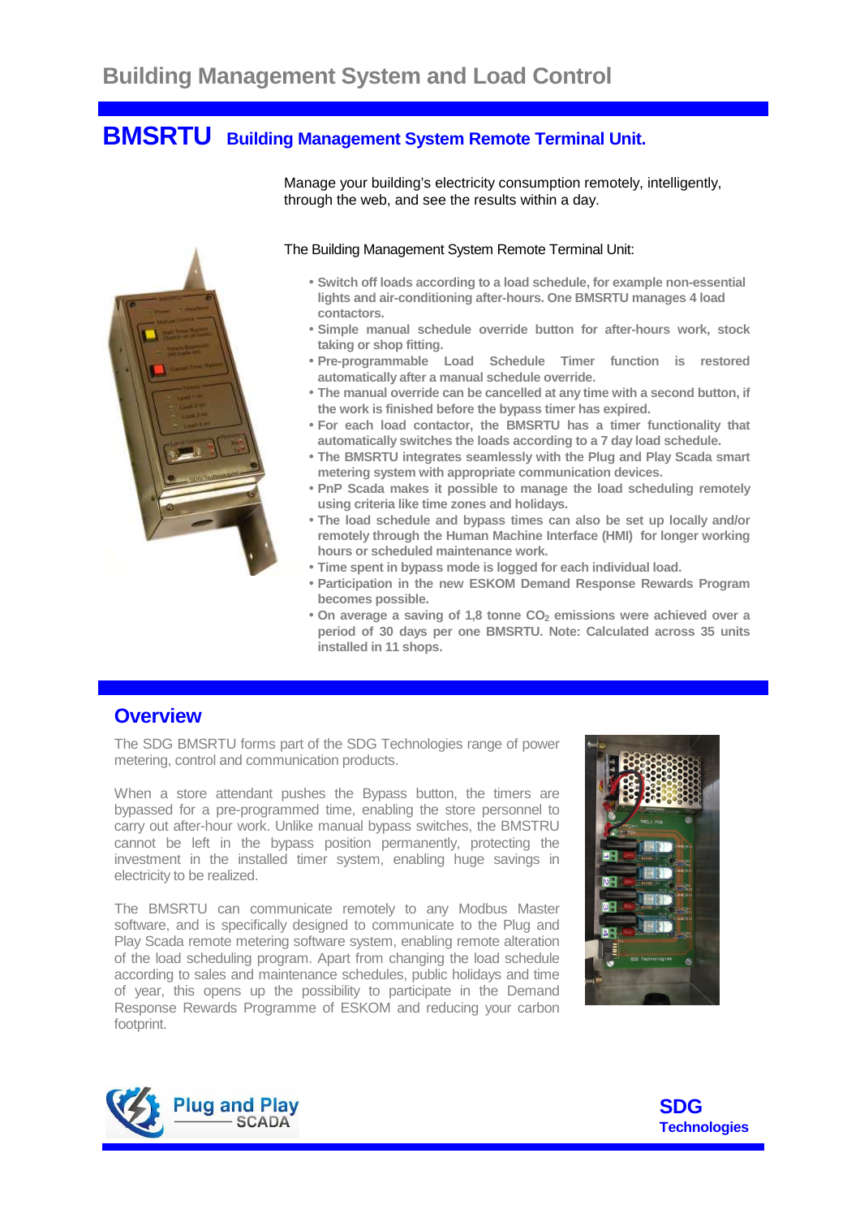# Building Management System and Load Control

## BMSRTU Building Management System Remote Terminal Unit.

Manage your building's electricity consumption remotely, intelligently, through the web, and see the results within a day.

The Building Management System Remote Terminal Unit:

- **Switch off loads according to a load schedule, for example non-essential lights and air-conditioning after-hours. One BMSRTU manages 4 load contactors.**
- **Simple manual schedule override button for after-hours work, stock taking or shop fitting.**
- **Pre-programmable Load Schedule Timer function is restored automatically after a manual schedule override.**
- **The manual override can be cancelled at any time with a second button, if the work is finished before the bypass timer has expired.**
- **For each load contactor, the BMSRTU has a timer functionality that automatically switches the loads according to a 7 day load schedule.**
- **The BMSRTU integrates seamlessly with the Plug and Play Scada smart metering system with appropriate communication devices.**
- **PnP Scada makes it possible to manage the load scheduling remotely using criteria like time zones and holidays.**
- **The load schedule and bypass times can also be set up locally and/or remotely through the Human Machine Interface (HMI) for longer working hours or scheduled maintenance work.**
- **Time spent in bypass mode is logged for each individual load.**
- **Participation in the new ESKOM Demand Response Rewards Program becomes possible.**
- **On average a saving of 1,8 tonne $CO_2$ emissions were achieved over a period of 30 days per one BMSRTU. Note: Calculated across 35 units installed in 11 shops.**

## Overview

The SDG BMSRTU forms part of the SDG Technologies range of power metering, control and communication products.

When a store attendant pushes the Bypass button, the timers are bypassed for a pre-programmed time, enabling the store personnel to carry out after-hour work. Unlike manual bypass switches, the BMSTRU cannot be left in the bypass position permanently, protecting the investment in the installed timer system, enabling huge savings in electricity to be realized.

The BMSRTU can communicate remotely to any Modbus Master software, and is specifically designed to communicate to the Plug and Play Scada remote metering software system, enabling remote alteration of the load scheduling program. Apart from changing the load schedule according to sales and maintenance schedules, public holidays and time of year, this opens up the possibility to participate in the Demand Response Rewards Programme of ESKOM and reducing your carbon footprint.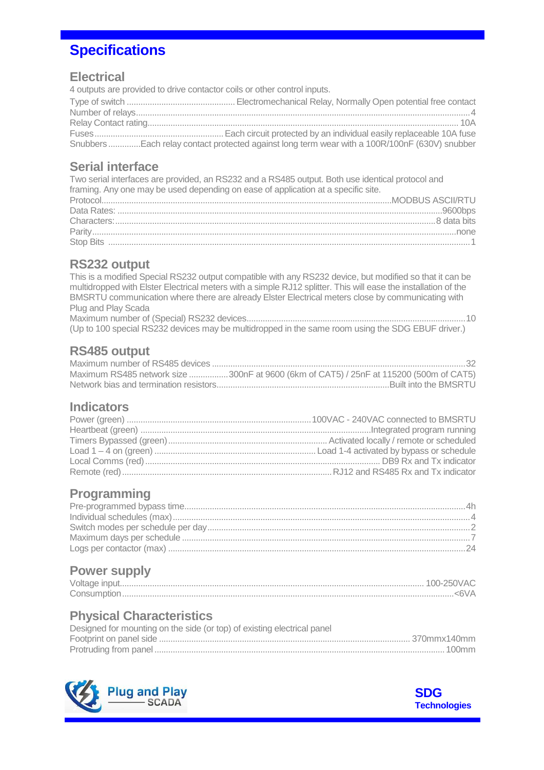# Specifications

## Electrical

4 outputs are provided to drive contactor coils or other control inputs.

Type of switch .............................................. Electromechanical Relay, Normally Open potential free contact
Number of relays.......................................................................................................................................4
Relay Contact rating.................................................................................................................................10A
Fuses.......................................................Each circuit protected by an individual easily replaceable 10A fuse
Snubbers.............Each relay contact protected against long term wear with a 100R/100nF (630V) snubber

## Serial interface

Two serial interfaces are provided, an RS232 and a RS485 output. Both use identical protocol and framing. Any one may be used depending on ease of application at a specific site.

Protocol.............................................................................................................................MODBUS ASCII/RTU
Data Rates: .........................................................................................................................................9600bps
Characters:.........................................................................................................................................8 data bits
Parity.........................................................................................................................................................none
Stop Bits .........................................................................................................................................................1

## RS232 output

This is a modified Special RS232 output compatible with any RS232 device, but modified so that it can be multidropped with Elster Electrical meters with a simple RJ12 splitter. This will ease the installation of the BMSRTU communication where there are already Elster Electrical meters close by communicating with Plug and Play Scada

Maximum number of (Special) RS232 devices..............................................................................................10
(Up to 100 special RS232 devices may be multidropped in the same room using the SDG EBUF driver.)

## RS485 output

Maximum number of RS485 devices ............................................................................................................32
Maximum RS485 network size ................300nF at 9600 (6km of CAT5) / 25nF at 115200 (500m of CAT5)
Network bias and termination resistors..........................................................................Built into the BMSRTU

## Indicators

Power (green) ...............................................................................100VAC - 240VAC connected to BMSRTU
Heartbeat (green) ...................................................................................................Integrated program running
Timers Bypassed (green)....................................................................Activated locally / remote or scheduled
Load 1 – 4 on (green) .....................................................................Load 1-4 activated by bypass or schedule
Local Comms (red)..................................................................................................DB9 Rx and Tx indicator
Remote (red)..........................................................................................RJ12 and RS485 Rx and Tx indicator

## Programming

Pre-programmed bypass time........................................................................................................................4h
Individual schedules (max)...............................................................................................................................4
Switch modes per schedule per day.................................................................................................................2
Maximum days per schedule ...........................................................................................................................7
Logs per contactor (max) ...............................................................................................................................24

## Power supply

Voltage input.................................................................................................................................. 100-250VAC
Consumption...............................................................................................................................................<6VA

## Physical Characteristics

Designed for mounting on the side (or top) of existing electrical panel

Footprint on panel side ........................................................................................................... 370mmx140mm
Protruding from panel ............................................................................................................................. 100mm

Plug and Play SCADA

SDG Technologies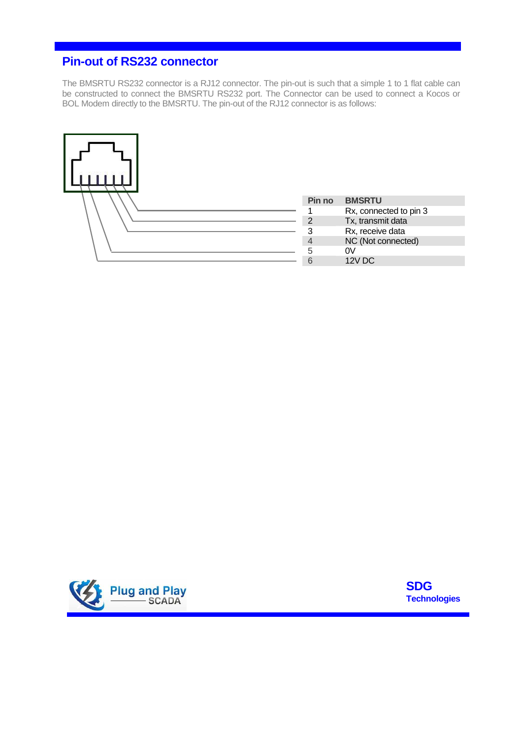## Pin-out of RS232 connector

The BMSRTU RS232 connector is a RJ12 connector. The pin-out is such that a simple 1 to 1 flat cable can be constructed to connect the BMSRTU RS232 port. The Connector can be used to connect a Kocos or BOL Modem directly to the BMSRTU. The pin-out of the RJ12 connector is as follows:

| Pin no | BMSRTU |
|---|---|
| 1 | Rx, connected to pin 3 |
| 2 | Tx, transmit data |
| 3 | Rx, receive data |
| 4 | NC (Not connected) |
| 5 | 0V |
| 6 | 12V DC |